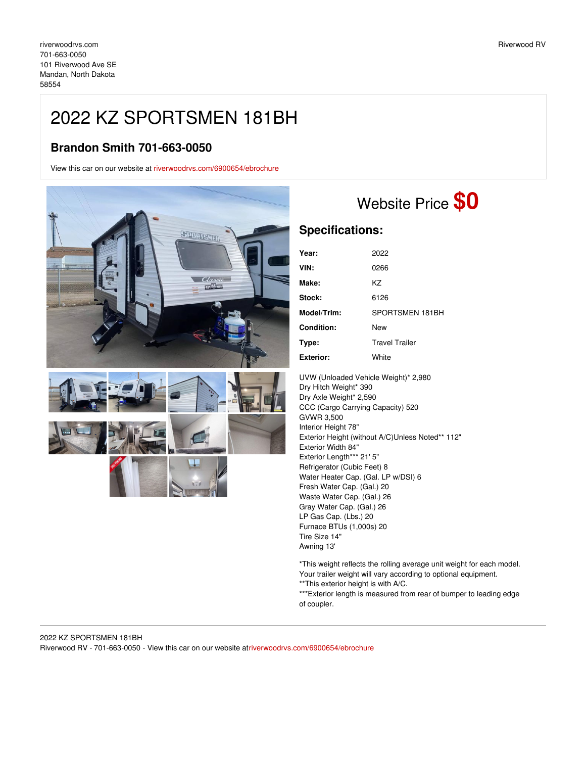riverwoodrvs.com
701-663-0050
101 Riverwood Ave SE
Mandan, North Dakota
58554

Riverwood RV

# 2022 KZ SPORTSMEN 181BH

## Brandon Smith 701-663-0050

View this car on our website at riverwoodrvs.com/6900654/ebrochure

Website Price **$0**

## Specifications:

| | |
|---|---|
| **Year:** | 2022 |
| **VIN:** | 0266 |
| **Make:** | KZ |
| **Stock:** | 6126 |
| **Model/Trim:** | SPORTSMEN 181BH |
| **Condition:** | New |
| **Type:** | Travel Trailer |
| **Exterior:** | White |

UVW (Unloaded Vehicle Weight)* 2,980
Dry Hitch Weight* 390
Dry Axle Weight* 2,590
CCC (Cargo Carrying Capacity) 520
GVWR 3,500
Interior Height 78"
Exterior Height (without A/C)Unless Noted** 112"
Exterior Width 84"
Exterior Length*** 21' 5"
Refrigerator (Cubic Feet) 8
Water Heater Cap. (Gal. LP w/DSI) 6
Fresh Water Cap. (Gal.) 20
Waste Water Cap. (Gal.) 26
Gray Water Cap. (Gal.) 26
LP Gas Cap. (Lbs.) 20
Furnace BTUs (1,000s) 20
Tire Size 14"
Awning 13'

*This weight reflects the rolling average unit weight for each model. Your trailer weight will vary according to optional equipment.
**This exterior height is with A/C.
***Exterior length is measured from rear of bumper to leading edge of coupler.

2022 KZ SPORTSMEN 181BH
Riverwood RV - 701-663-0050 - View this car on our website atriverwoodrvs.com/6900654/ebrochure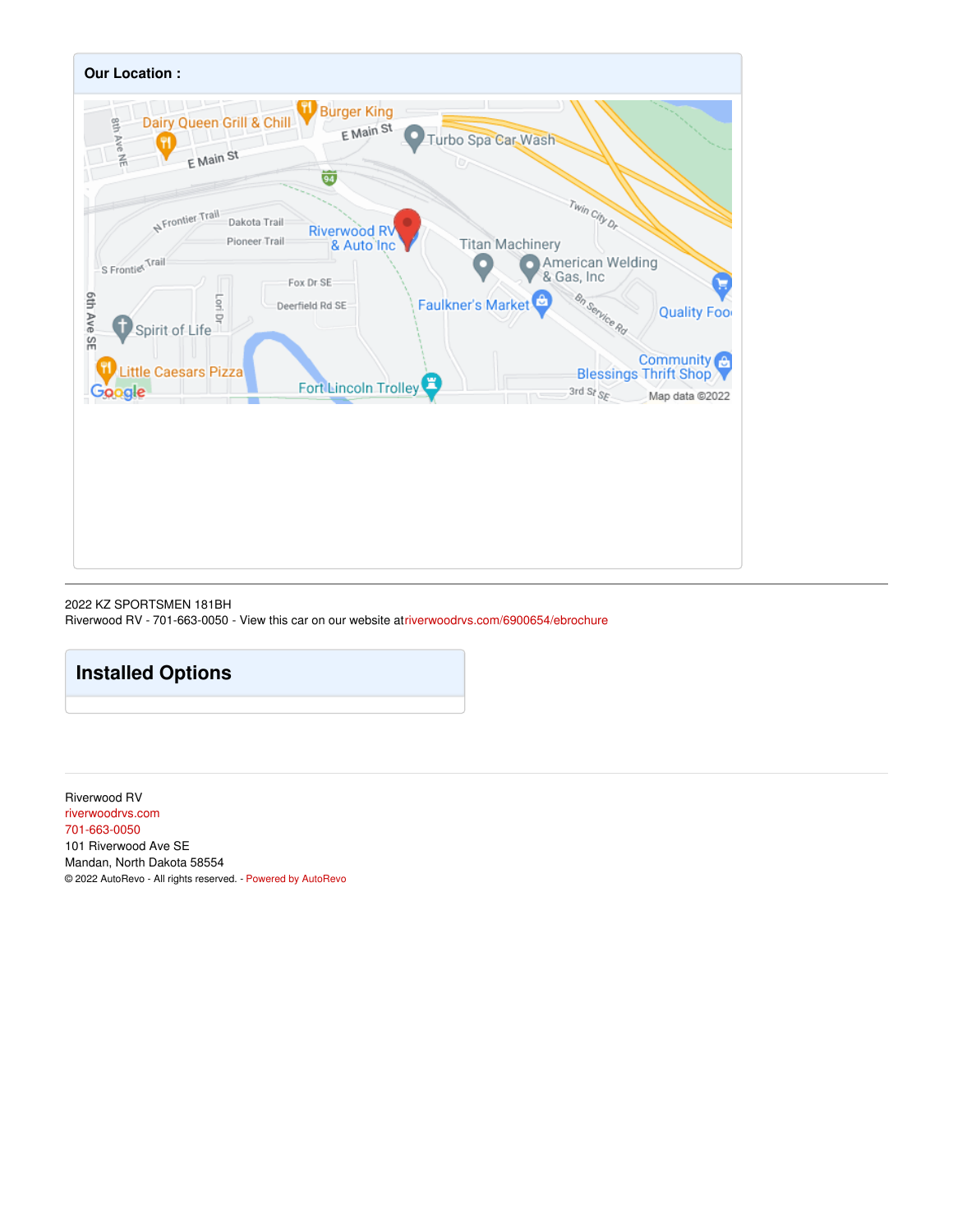**Our Location :**

2022 KZ SPORTSMEN 181BH
Riverwood RV - 701-663-0050 - View this car on our website atriverwoodrvs.com/6900654/ebrochure

## Installed Options

Riverwood RV
riverwoodrvs.com
701-663-0050
101 Riverwood Ave SE
Mandan, North Dakota 58554
© 2022 AutoRevo - All rights reserved. - Powered by AutoRevo